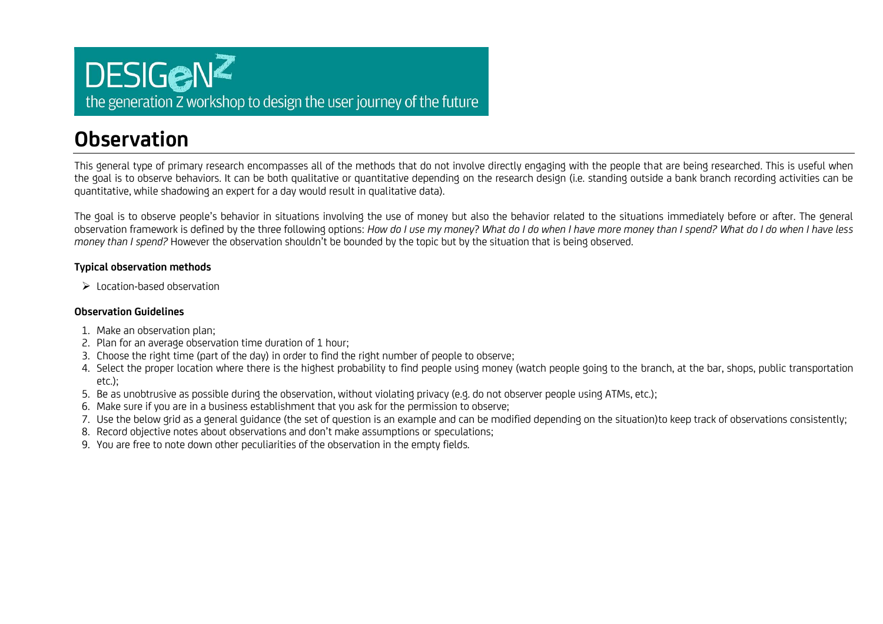DESIGeN^Z

the generation Z workshop to design the user journey of the future

# Observation

This general type of primary research encompasses all of the methods that do not involve directly engaging with the people that are being researched. This is useful when the goal is to observe behaviors. It can be both qualitative or quantitative depending on the research design (i.e. standing outside a bank branch recording activities can be quantitative, while shadowing an expert for a day would result in qualitative data).

The goal is to observe people's behavior in situations involving the use of money but also the behavior related to the situations immediately before or after. The general observation framework is defined by the three following options: *How do I use my money? What do I do when I have more money than I spend? What do I do when I have less money than I spend?* However the observation shouldn't be bounded by the topic but by the situation that is being observed.

**Typical observation methods**

- Location-based observation

**Observation Guidelines**

1. Make an observation plan;
2. Plan for an average observation time duration of 1 hour;
3. Choose the right time (part of the day) in order to find the right number of people to observe;
4. Select the proper location where there is the highest probability to find people using money (watch people going to the branch, at the bar, shops, public transportation etc.);
5. Be as unobtrusive as possible during the observation, without violating privacy (e.g. do not observer people using ATMs, etc.);
6. Make sure if you are in a business establishment that you ask for the permission to observe;
7. Use the below grid as a general guidance (the set of question is an example and can be modified depending on the situation)to keep track of observations consistently;
8. Record objective notes about observations and don't make assumptions or speculations;
9. You are free to note down other peculiarities of the observation in the empty fields.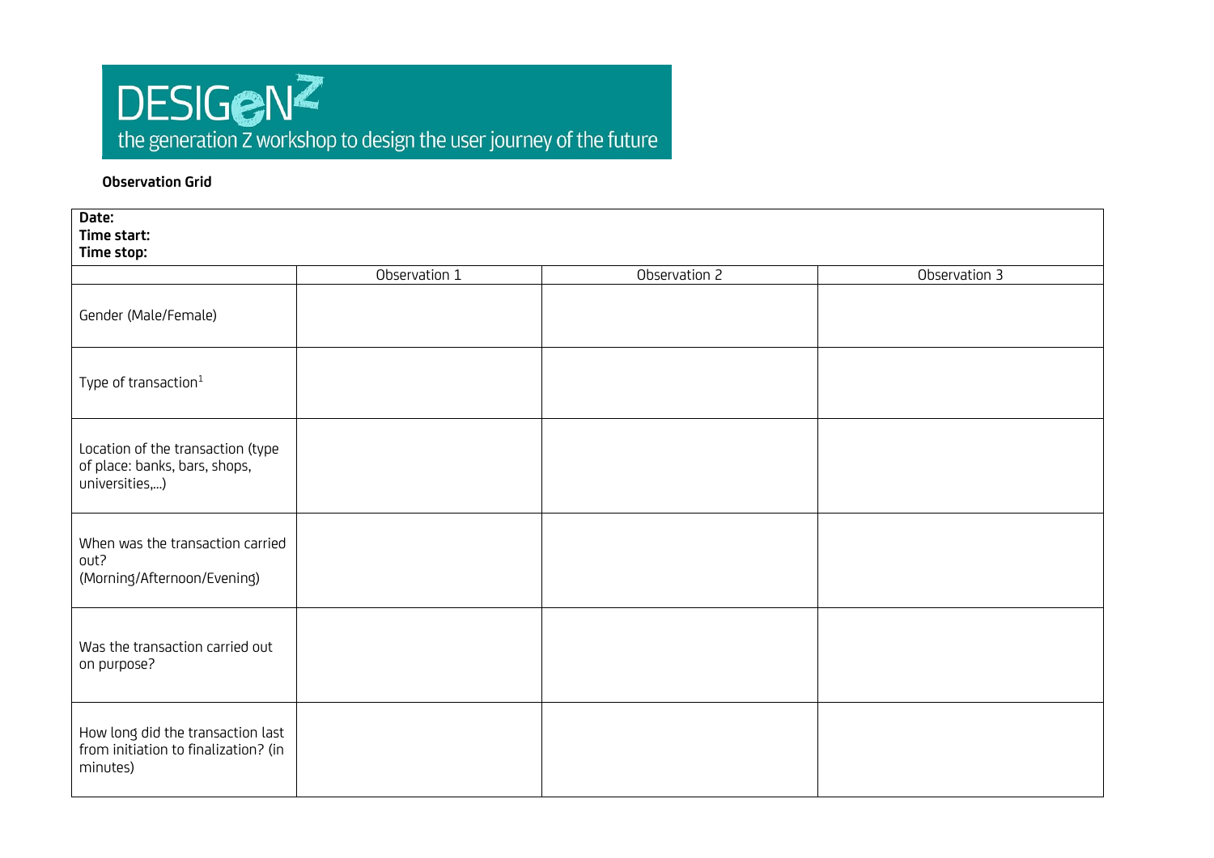DESIGeN Z
the generation Z workshop to design the user journey of the future

**Observation Grid**

| **Date:**<br>**Time start:**<br>**Time stop:** | | | |
|---|---|---|---|
| | Observation 1 | Observation 2 | Observation 3 |
| Gender (Male/Female) | | | |
| Type of transaction[1] | | | |
| Location of the transaction (type of place: banks, bars, shops, universities,...) | | | |
| When was the transaction carried out? (Morning/Afternoon/Evening) | | | |
| Was the transaction carried out on purpose? | | | |
| How long did the transaction last from initiation to finalization? (in minutes) | | | |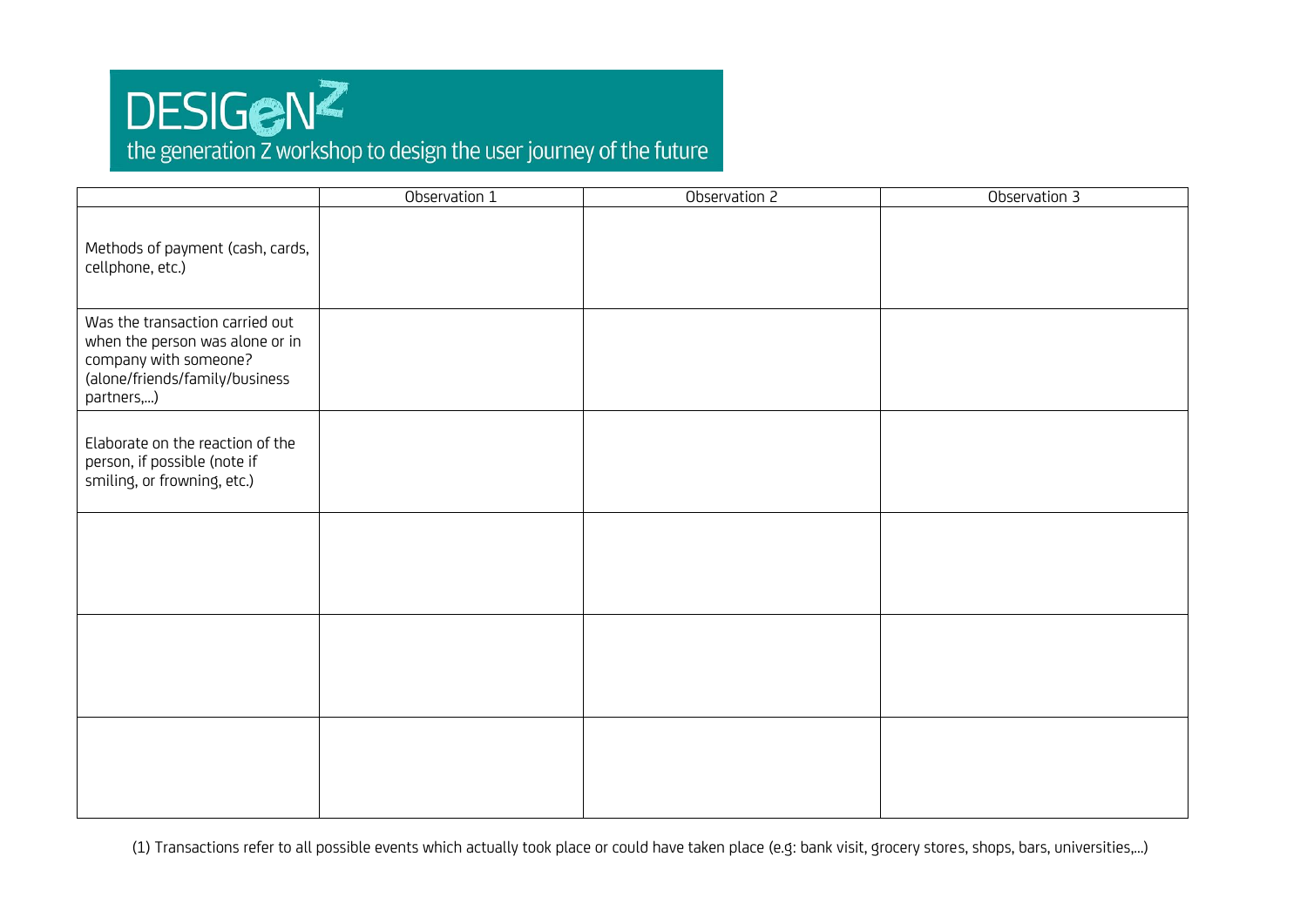# DESIGeN[Z]

the generation Z workshop to design the user journey of the future

| | Observation 1 | Observation 2 | Observation 3 |
|---|---|---|---|
| Methods of payment (cash, cards, cellphone, etc.) | | | |
| Was the transaction carried out when the person was alone or in company with someone? (alone/friends/family/business partners,...) | | | |
| Elaborate on the reaction of the person, if possible (note if smiling, or frowning, etc.) | | | |
| | | | |
| | | | |
| | | | |

(1) Transactions refer to all possible events which actually took place or could have taken place (e.g: bank visit, grocery stores, shops, bars, universities,...)